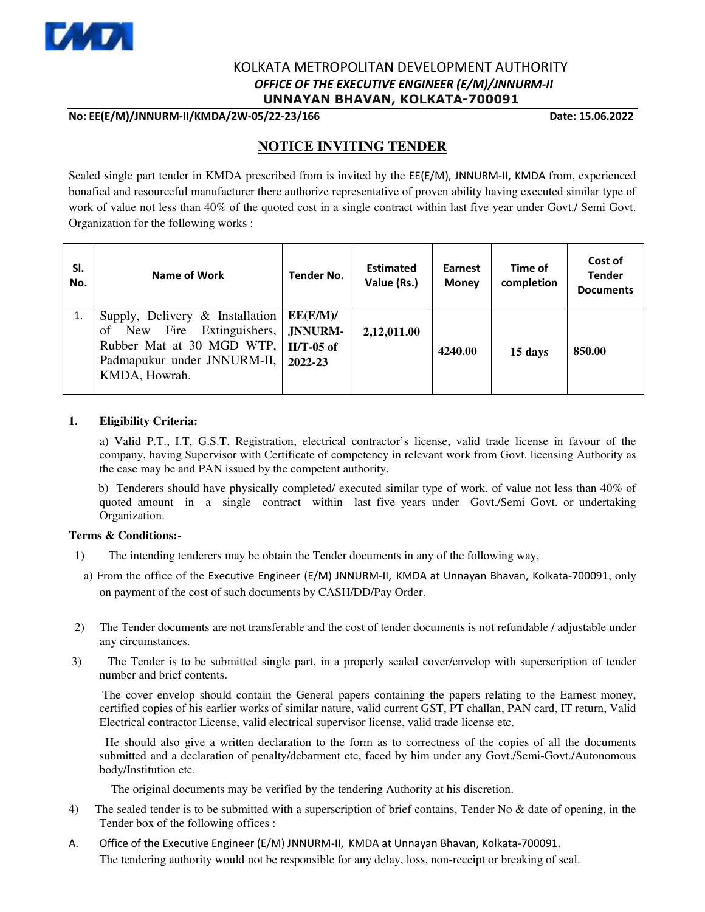KOLKATA METROPOLITAN DEVELOPMENT AUTHORITY

*OFFICE OF THE EXECUTIVE ENGINEER (E/M)/JNNURM-II*

**UNNAYAN BHAVAN, KOLKATA-700091**

**No: EE(E/M)/JNNURM-II/KMDA/2W-05/22-23/166** **Date: 15.06.2022**

## NOTICE INVITING TENDER

Sealed single part tender in KMDA prescribed from is invited by the EE(E/M), JNNURM-II, KMDA from, experienced bonafied and resourceful manufacturer there authorize representative of proven ability having executed similar type of work of value not less than 40% of the quoted cost in a single contract within last five year under Govt./ Semi Govt. Organization for the following works :

| Sl. No. | Name of Work | Tender No. | Estimated Value (Rs.) | Earnest Money | Time of completion | Cost of Tender Documents |
|---|---|---|---|---|---|---|
| 1. | Supply, Delivery & Installation of New Fire Extinguishers, Rubber Mat at 30 MGD WTP, Padmapukur under JNNURM-II, KMDA, Howrah. | **EE(E/M)/ JNNURM-II/T-05 of 2022-23** | **2,12,011.00** | **4240.00** | **15 days** | **850.00** |

**1. Eligibility Criteria:**

a) Valid P.T., I.T, G.S.T. Registration, electrical contractor's license, valid trade license in favour of the company, having Supervisor with Certificate of competency in relevant work from Govt. licensing Authority as the case may be and PAN issued by the competent authority.

b) Tenderers should have physically completed/ executed similar type of work. of value not less than 40% of quoted amount in a single contract within last five years under Govt./Semi Govt. or undertaking Organization.

**Terms & Conditions:-**

1) The intending tenderers may be obtain the Tender documents in any of the following way,

a) From the office of the Executive Engineer (E/M) JNNURM-II, KMDA at Unnayan Bhavan, Kolkata-700091, only on payment of the cost of such documents by CASH/DD/Pay Order.

2) The Tender documents are not transferable and the cost of tender documents is not refundable / adjustable under any circumstances.

3) The Tender is to be submitted single part, in a properly sealed cover/envelop with superscription of tender number and brief contents.

The cover envelop should contain the General papers containing the papers relating to the Earnest money, certified copies of his earlier works of similar nature, valid current GST, PT challan, PAN card, IT return, Valid Electrical contractor License, valid electrical supervisor license, valid trade license etc.

He should also give a written declaration to the form as to correctness of the copies of all the documents submitted and a declaration of penalty/debarment etc, faced by him under any Govt./Semi-Govt./Autonomous body/Institution etc.

The original documents may be verified by the tendering Authority at his discretion.

4) The sealed tender is to be submitted with a superscription of brief contains, Tender No & date of opening, in the Tender box of the following offices :

A. Office of the Executive Engineer (E/M) JNNURM-II, KMDA at Unnayan Bhavan, Kolkata-700091.

The tendering authority would not be responsible for any delay, loss, non-receipt or breaking of seal.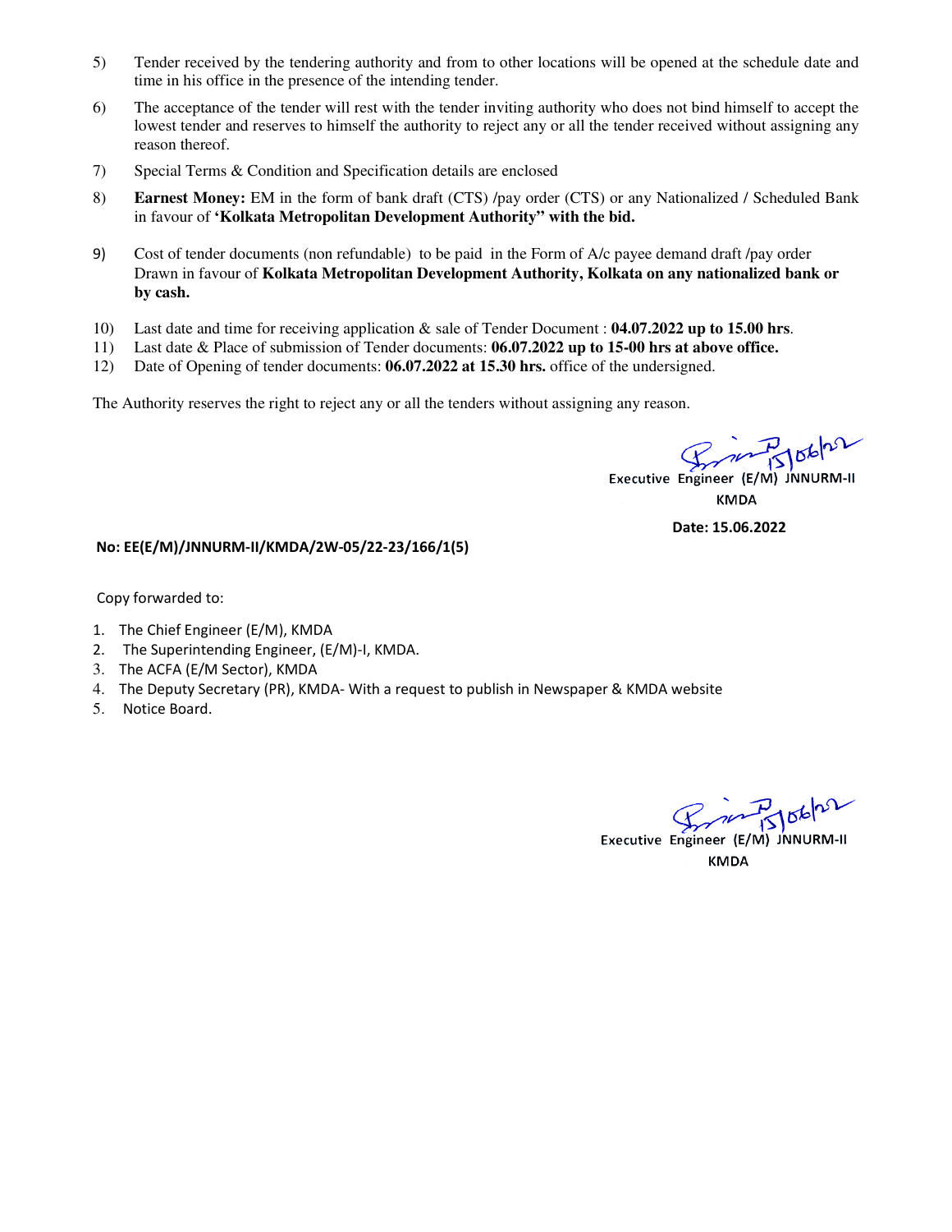5) Tender received by the tendering authority and from to other locations will be opened at the schedule date and time in his office in the presence of the intending tender.

6) The acceptance of the tender will rest with the tender inviting authority who does not bind himself to accept the lowest tender and reserves to himself the authority to reject any or all the tender received without assigning any reason thereof.

7) Special Terms & Condition and Specification details are enclosed

8) **Earnest Money:** EM in the form of bank draft (CTS) /pay order (CTS) or any Nationalized / Scheduled Bank in favour of **'Kolkata Metropolitan Development Authority" with the bid.**

9) Cost of tender documents (non refundable) to be paid in the Form of A/c payee demand draft /pay order Drawn in favour of **Kolkata Metropolitan Development Authority, Kolkata on any nationalized bank or by cash.**

10) Last date and time for receiving application & sale of Tender Document : **04.07.2022 up to 15.00 hrs**.

11) Last date & Place of submission of Tender documents: **06.07.2022 up to 15-00 hrs at above office.**

12) Date of Opening of tender documents: **06.07.2022 at 15.30 hrs.** office of the undersigned.

The Authority reserves the right to reject any or all the tenders without assigning any reason.

15/06/22

Executive Engineer (E/M) JNNURM-II

KMDA

**Date: 15.06.2022**

**No: EE(E/M)/JNNURM-II/KMDA/2W-05/22-23/166/1(5)**

Copy forwarded to:

1. The Chief Engineer (E/M), KMDA
2. The Superintending Engineer, (E/M)-I, KMDA.
3. The ACFA (E/M Sector), KMDA
4. The Deputy Secretary (PR), KMDA- With a request to publish in Newspaper & KMDA website
5. Notice Board.

15/06/22

Executive Engineer (E/M) JNNURM-II

KMDA